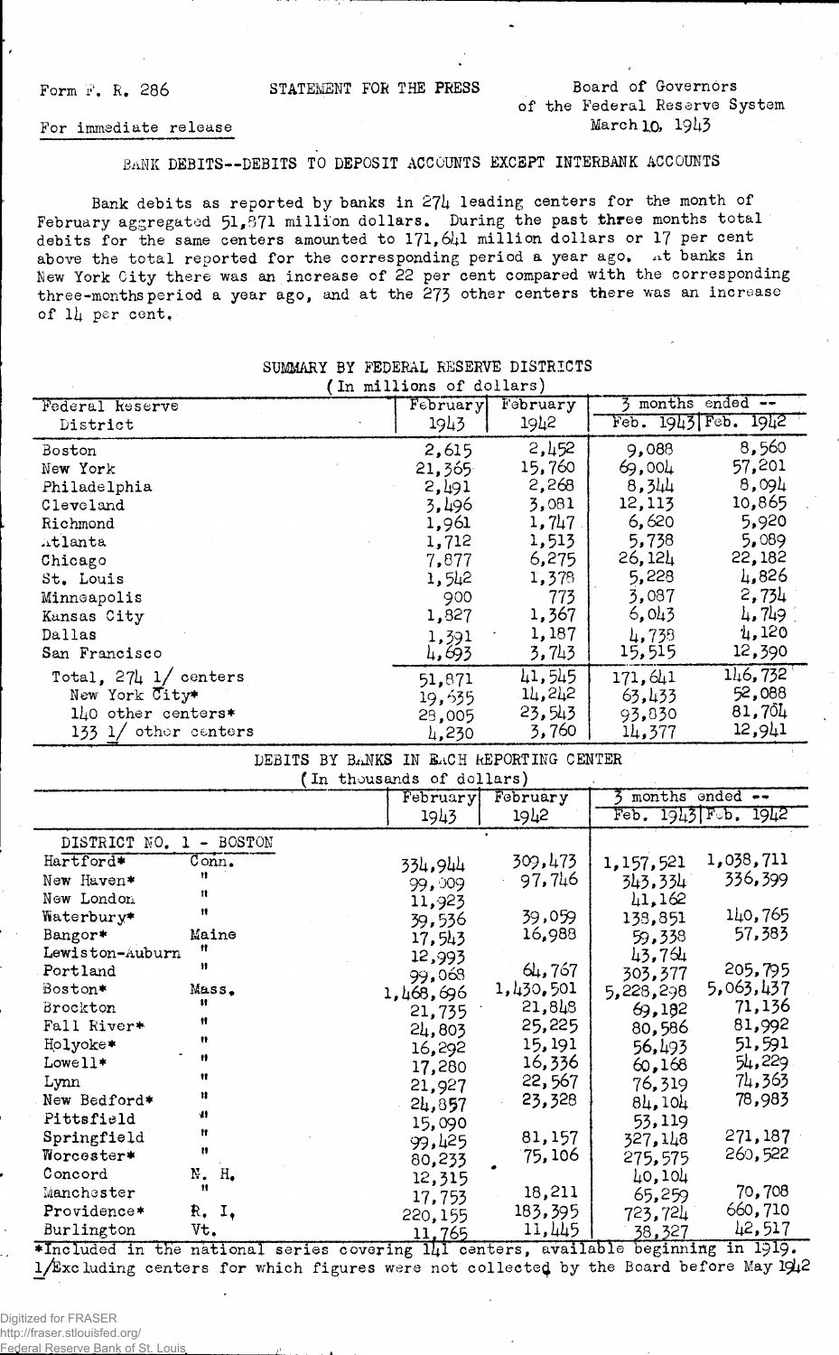Form F. R. 286

STATEMENT FOR THE PRESS

Board of Governors of the Federal Reserve System
March 10, 1943

For immediate release

## BANK DEBITS--DEBITS TO DEPOSIT ACCOUNTS EXCEPT INTERBANK ACCOUNTS

Bank debits as reported by banks in 274 leading centers for the month of February aggregated 51,871 million dollars. During the past three months total debits for the same centers amounted to 171,641 million dollars or 17 per cent above the total reported for the corresponding period a year ago. At banks in New York City there was an increase of 22 per cent compared with the corresponding three-months period a year ago, and at the 273 other centers there was an increase of 14 per cent.

### SUMMARY BY FEDERAL RESERVE DISTRICTS
(In millions of dollars)

| Federal Reserve District | February 1943 | February 1942 | 3 months ended -- Feb. 1943 | Feb. 1942 |
|---|---|---|---|---|
| Boston | 2,615 | 2,452 | 9,088 | 8,560 |
| New York | 21,365 | 15,760 | 69,004 | 57,201 |
| Philadelphia | 2,491 | 2,268 | 8,344 | 8,094 |
| Cleveland | 3,496 | 3,081 | 12,113 | 10,865 |
| Richmond | 1,961 | 1,747 | 6,620 | 5,920 |
| Atlanta | 1,712 | 1,513 | 5,738 | 5,089 |
| Chicago | 7,877 | 6,275 | 26,124 | 22,182 |
| St. Louis | 1,542 | 1,378 | 5,228 | 4,826 |
| Minneapolis | 900 | 773 | 3,087 | 2,734 |
| Kansas City | 1,827 | 1,367 | 6,043 | 4,749 |
| Dallas | 1,391 | 1,187 | 4,738 | 4,120 |
| San Francisco | 4,693 | 3,743 | 15,515 | 12,390 |
| Total, 274 1/ centers | 51,871 | 41,545 | 171,641 | 146,732 |
| New York City* | 19,635 | 14,242 | 63,433 | 52,088 |
| 140 other centers* | 28,005 | 23,543 | 93,830 | 81,704 |
| 133 1/ other centers | 4,230 | 3,760 | 14,377 | 12,941 |

### DEBITS BY BANKS IN EACH REPORTING CENTER
(In thousands of dollars)

| | | February 1943 | February 1942 | 3 months ended -- Feb. 1943 | Feb. 1942 |
|---|---|---|---|---|---|
| DISTRICT NO. 1 - BOSTON | | | | | |
| Hartford* | Conn. | 334,944 | 309,473 | 1,157,521 | 1,038,711 |
| New Haven* | " | 99,009 | 97,746 | 343,334 | 336,399 |
| New London | " | 11,923 | | 41,162 | |
| Waterbury* | " | 39,536 | 39,059 | 138,851 | 140,765 |
| Bangor* | Maine | 17,543 | 16,988 | 59,338 | 57,383 |
| Lewiston-Auburn | " | 12,993 | | 43,764 | |
| Portland | " | 99,068 | 64,767 | 303,377 | 205,795 |
| Boston* | Mass. | 1,468,696 | 1,430,501 | 5,228,298 | 5,063,437 |
| Brockton | " | 21,735 | 21,848 | 69,182 | 71,136 |
| Fall River* | " | 24,803 | 25,225 | 80,586 | 81,992 |
| Holyoke* | " | 16,292 | 15,191 | 56,493 | 51,591 |
| Lowell* | " | 17,280 | 16,336 | 60,168 | 54,229 |
| Lynn | " | 21,927 | 22,567 | 76,319 | 74,363 |
| New Bedford* | " | 24,857 | 23,328 | 84,104 | 78,983 |
| Pittsfield | " | 15,090 | | 53,119 | |
| Springfield | " | 99,425 | 81,157 | 327,148 | 271,187 |
| Worcester* | " | 80,233 | 75,106 | 275,575 | 260,522 |
| Concord | N. H. | 12,315 | | 40,104 | |
| Manchester | " | 17,753 | 18,211 | 65,259 | 70,708 |
| Providence* | R. I. | 220,155 | 183,395 | 723,724 | 660,710 |
| Burlington | Vt. | 11,765 | 11,445 | 38,327 | 42,517 |

*Included in the national series covering 141 centers, available beginning in 1919.
1/Excluding centers for which figures were not collected by the Board before May 1942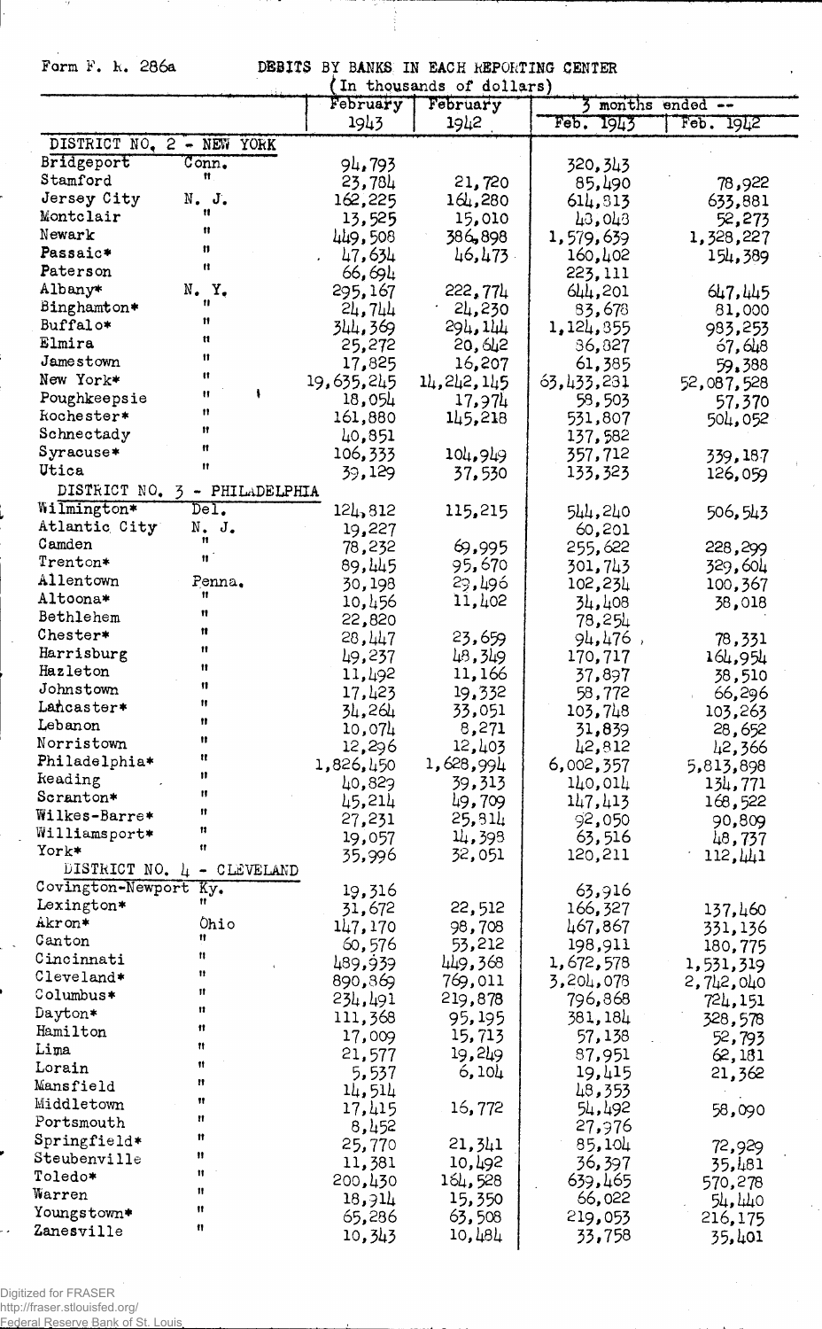Form F. R. 286a

# DEBITS BY BANKS IN EACH REPORTING CENTER

(In thousands of dollars)

| | | February 1943 | February 1942 | 3 months ended -- Feb. 1943 | Feb. 1942 |
|---|---|---|---|---|---|
| DISTRICT NO. 2 - NEW YORK | | | | | |
| Bridgeport | Conn. | 94,793 | | 320,343 | |
| Stamford | " | 23,784 | 21,720 | 85,490 | 78,922 |
| Jersey City | N. J. | 162,225 | 164,280 | 614,313 | 633,881 |
| Montclair | " | 13,525 | 15,010 | 43,048 | 52,273 |
| Newark | " | 449,508 | 386,898 | 1,579,639 | 1,328,227 |
| Passaic* | " | 47,634 | 46,473 | 160,402 | 154,389 |
| Paterson | " | 66,694 | | 223,111 | |
| Albany* | N. Y. | 295,167 | 222,774 | 644,201 | 647,445 |
| Binghamton* | " | 24,744 | 24,230 | 83,678 | 81,000 |
| Buffalo* | " | 344,369 | 294,144 | 1,124,855 | 983,253 |
| Elmira | " | 25,272 | 20,642 | 86,827 | 67,648 |
| Jamestown | " | 17,825 | 16,207 | 61,385 | 59,388 |
| New York* | " | 19,635,245 | 14,242,145 | 63,433,231 | 52,087,528 |
| Poughkeepsie | " | 18,054 | 17,974 | 58,503 | 57,370 |
| Rochester* | " | 161,880 | 145,218 | 531,807 | 504,052 |
| Schenectady | " | 40,851 | | 137,582 | |
| Syracuse* | " | 106,333 | 104,949 | 357,712 | 339,187 |
| Utica | " | 39,129 | 37,530 | 133,323 | 126,059 |
| DISTRICT NO. 3 - PHILADELPHIA | | | | | |
| Wilmington* | Del. | 124,812 | 115,215 | 544,240 | 506,543 |
| Atlantic City | N. J. | 19,227 | | 60,201 | |
| Camden | " | 78,232 | 69,995 | 255,622 | 228,299 |
| Trenton* | " | 89,445 | 95,670 | 301,743 | 329,604 |
| Allentown | Penna. | 30,198 | 29,496 | 102,234 | 100,367 |
| Altoona* | " | 10,456 | 11,402 | 34,408 | 38,018 |
| Bethlehem | " | 22,820 | | 78,254 | |
| Chester* | " | 28,447 | 23,659 | 94,476 | 78,331 |
| Harrisburg | " | 49,237 | 48,349 | 170,717 | 164,954 |
| Hazleton | " | 11,492 | 11,166 | 37,897 | 38,510 |
| Johnstown | " | 17,423 | 19,332 | 58,772 | 66,296 |
| Lancaster* | " | 34,264 | 33,051 | 103,748 | 103,263 |
| Lebanon | " | 10,074 | 8,271 | 31,839 | 28,652 |
| Norristown | " | 12,296 | 12,403 | 42,812 | 42,366 |
| Philadelphia* | " | 1,826,450 | 1,628,994 | 6,002,357 | 5,813,898 |
| Reading | " | 40,829 | 39,313 | 140,014 | 134,771 |
| Scranton* | " | 45,214 | 49,709 | 147,413 | 168,522 |
| Wilkes-Barre* | " | 27,231 | 25,814 | 92,050 | 90,809 |
| Williamsport* | " | 19,057 | 14,398 | 63,516 | 48,737 |
| York* | " | 35,996 | 32,051 | 120,211 | 112,441 |
| DISTRICT NO. 4 - CLEVELAND | | | | | |
| Covington-Newport | Ky. | 19,316 | | 63,916 | |
| Lexington* | " | 31,672 | 22,512 | 166,327 | 137,460 |
| Akron* | Ohio | 147,170 | 98,708 | 467,867 | 331,136 |
| Canton | " | 60,576 | 53,212 | 198,911 | 180,775 |
| Cincinnati | " | 489,939 | 449,368 | 1,672,578 | 1,531,319 |
| Cleveland* | " | 890,869 | 769,011 | 3,204,078 | 2,742,040 |
| Columbus* | " | 234,491 | 219,878 | 796,868 | 724,151 |
| Dayton* | " | 111,368 | 95,195 | 381,184 | 328,578 |
| Hamilton | " | 17,009 | 15,713 | 57,138 | 52,793 |
| Lima | " | 21,577 | 19,249 | 87,951 | 62,181 |
| Lorain | " | 5,537 | 6,104 | 19,415 | 21,362 |
| Mansfield | " | 14,514 | | 48,353 | |
| Middletown | " | 17,415 | 16,772 | 54,492 | 58,090 |
| Portsmouth | " | 8,452 | | 27,976 | |
| Springfield* | " | 25,770 | 21,341 | 85,104 | 72,929 |
| Steubenville | " | 11,381 | 10,492 | 36,397 | 35,481 |
| Toledo* | " | 200,430 | 164,528 | 639,465 | 570,278 |
| Warren | " | 18,914 | 15,350 | 66,022 | 54,440 |
| Youngstown* | " | 65,286 | 63,508 | 219,053 | 216,175 |
| Zanesville | " | 10,343 | 10,484 | 33,758 | 35,401 |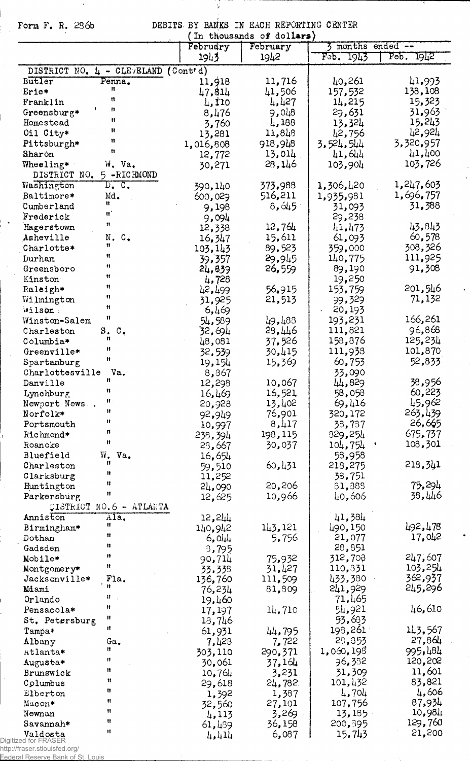Form F. R. 286b

DEBITS BY BANKS IN EACH REPORTING CENTER

(In thousands of dollars)

| | | February 1943 | February 1942 | 3 months ended -- Feb. 1943 | Feb. 1942 |
|---|---|---|---|---|---|
| DISTRICT NO. 4 - CLEVELAND (Cont'd) | | | | | |
| Butler | Penna. | 11,918 | 11,716 | 40,261 | 41,993 |
| Erie* | " | 47,814 | 41,506 | 157,532 | 138,108 |
| Franklin | " | 4,110 | 4,427 | 14,215 | 15,323 |
| Greensburg* | " | 8,476 | 9,048 | 29,631 | 31,963 |
| Homestead | " | 3,760 | 4,188 | 13,324 | 15,243 |
| Oil City* | " | 13,281 | 11,848 | 42,756 | 42,924 |
| Pittsburgh* | " | 1,016,808 | 918,948 | 3,524,544 | 3,320,957 |
| Sharon | " | 12,772 | 13,014 | 41,644 | 41,400 |
| Wheeling* | W. Va. | 30,271 | 28,146 | 103,904 | 103,726 |
| DISTRICT NO. 5 - RICHMOND | | | | | |
| Washington | D. C. | 390,140 | 373,988 | 1,306,420 | 1,247,603 |
| Baltimore* | Md. | 600,029 | 516,211 | 1,935,981 | 1,696,757 |
| Cumberland | " | 9,198 | 8,645 | 31,093 | 31,388 |
| Frederick | " | 9,094 | | 29,238 | |
| Hagerstown | " | 12,338 | 12,764 | 41,473 | 43,843 |
| Asheville | N. C. | 16,347 | 15,611 | 61,093 | 60,578 |
| Charlotte* | " | 103,143 | 89,523 | 359,000 | 308,326 |
| Durham | " | 39,357 | 29,945 | 140,775 | 111,925 |
| Greensboro | " | 24,839 | 26,559 | 89,190 | 91,308 |
| Kinston | " | 4,728 | | 19,250 | |
| Raleigh* | " | 42,499 | 56,915 | 153,759 | 201,546 |
| Wilmington | " | 31,925 | 21,513 | 99,329 | 71,132 |
| Wilson | " | 6,469 | | 20,193 | |
| Winston-Salem | " | 54,589 | 49,488 | 193,231 | 166,261 |
| Charleston | S. C. | 32,694 | 28,446 | 111,821 | 96,868 |
| Columbia* | " | 48,081 | 37,526 | 158,876 | 125,234 |
| Greenville* | " | 32,539 | 30,415 | 111,938 | 101,870 |
| Spartanburg | " | 19,154 | 15,369 | 60,753 | 52,833 |
| Charlottesville | Va. | 8,867 | | 33,090 | |
| Danville | " | 12,298 | 10,067 | 44,829 | 38,956 |
| Lynchburg | " | 16,469 | 16,521 | 58,058 | 60,223 |
| Newport News | " | 20,928 | 13,402 | 69,416 | 45,962 |
| Norfolk* | " | 92,949 | 76,901 | 320,172 | 263,439 |
| Portsmouth | " | 10,997 | 8,417 | 38,737 | 26,665 |
| Richmond* | " | 238,394 | 198,115 | 829,254 | 675,737 |
| Roanoke | " | 28,667 | 30,037 | 104,754 | 108,301 |
| Bluefield | W. Va. | 16,654 | | 58,958 | |
| Charleston | " | 59,510 | 60,431 | 218,275 | 218,341 |
| Clarksburg | " | 11,252 | | 38,751 | |
| Huntington | " | 24,090 | 20,206 | 81,388 | 75,294 |
| Parkersburg | " | 12,625 | 10,966 | 40,606 | 38,446 |
| DISTRICT NO. 6 - ATLANTA | | | | | |
| Anniston | Ala. | 12,244 | | 41,384 | |
| Birmingham* | " | 140,942 | 143,121 | 490,150 | 492,478 |
| Dothan | " | 6,044 | 5,756 | 21,077 | 17,042 |
| Gadsden | " | 8,795 | | 28,851 | |
| Mobile* | " | 90,714 | 75,932 | 312,708 | 247,607 |
| Montgomery* | " | 33,338 | 31,427 | 110,331 | 103,254 |
| Jacksonville* | Fla. | 136,760 | 111,509 | 433,380 | 362,937 |
| Miami | " | 76,234 | 81,809 | 241,929 | 245,296 |
| Orlando | " | 19,460 | | 71,465 | |
| Pensacola* | " | 17,197 | 14,710 | 54,921 | 46,610 |
| St. Petersburg | " | 18,746 | | 53,683 | |
| Tampa* | " | 61,931 | 44,795 | 198,261 | 143,567 |
| Albany | Ga. | 7,428 | 7,722 | 28,353 | 27,864 |
| Atlanta* | " | 303,110 | 290,371 | 1,060,198 | 995,484 |
| Augusta* | " | 30,061 | 37,164 | 96,382 | 120,202 |
| Brunswick | " | 10,764 | 3,231 | 31,309 | 11,601 |
| Columbus | " | 29,618 | 24,782 | 101,432 | 83,821 |
| Elberton | " | 1,392 | 1,387 | 4,704 | 4,606 |
| Macon* | " | 32,560 | 27,101 | 107,756 | 87,934 |
| Newnan | " | 4,113 | 3,269 | 13,185 | 10,984 |
| Savannah* | " | 61,489 | 36,158 | 200,395 | 129,760 |
| Valdosta | " | 4,414 | 6,087 | 15,743 | 21,200 |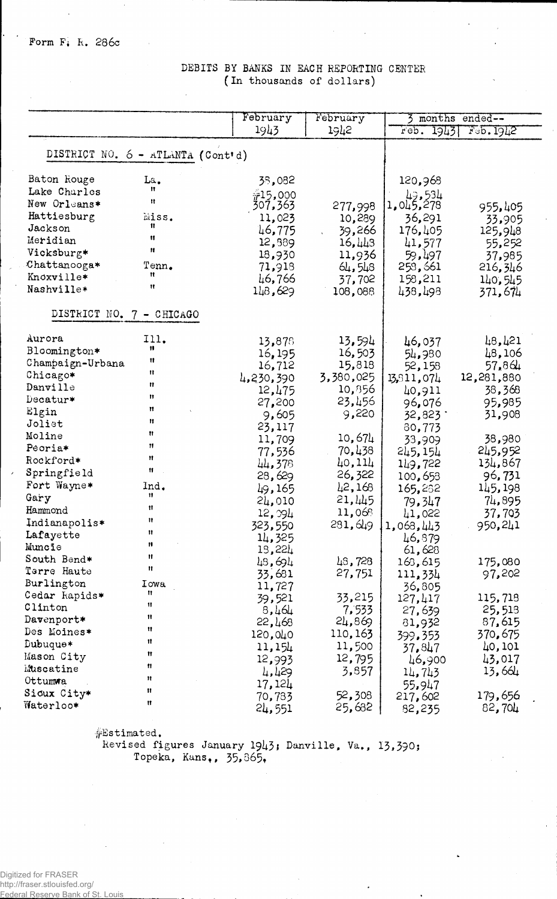Form F. R. 286c

## DEBITS BY BANKS IN EACH REPORTING CENTER
(In thousands of dollars)

| | | February 1943 | February 1942 | 3 months ended-- Feb. 1943 | Feb. 1942 |
|---|---|---|---|---|---|
| DISTRICT NO. 6 - ATLANTA (Cont'd) | | | | | |
| Baton Rouge | La. | 38,082 | | 120,968 | |
| Lake Charles | " | #15,000 | | 49,534 | |
| New Orleans* | " | 307,363 | 277,998 | 1,045,278 | 955,405 |
| Hattiesburg | Miss. | 11,023 | 10,289 | 36,291 | 33,905 |
| Jackson | " | 46,775 | 39,266 | 176,405 | 125,948 |
| Meridian | " | 12,889 | 16,443 | 41,577 | 55,252 |
| Vicksburg* | " | 18,930 | 11,936 | 59,497 | 37,985 |
| Chattanooga* | Tenn. | 71,918 | 64,548 | 258,661 | 216,346 |
| Knoxville* | " | 46,766 | 37,702 | 158,211 | 140,545 |
| Nashville* | " | 148,629 | 108,088 | 438,498 | 371,674 |
| DISTRICT NO. 7 - CHICAGO | | | | | |
| Aurora | Ill. | 13,878 | 13,594 | 46,037 | 48,421 |
| Bloomington* | " | 16,195 | 16,503 | 54,980 | 48,106 |
| Champaign-Urbana | " | 16,712 | 15,818 | 52,158 | 57,864 |
| Chicago* | " | 4,230,390 | 3,380,025 | 13,811,074 | 12,281,880 |
| Danville | " | 12,475 | 10,856 | 40,911 | 38,368 |
| Decatur* | " | 27,200 | 23,456 | 96,076 | 95,985 |
| Elgin | " | 9,605 | 9,220 | 32,823 | 31,908 |
| Joliet | " | 23,117 | | 80,773 | |
| Moline | " | 11,709 | 10,674 | 38,909 | 38,980 |
| Peoria* | " | 77,536 | 70,438 | 245,154 | 245,952 |
| Rockford* | " | 44,378 | 40,114 | 149,722 | 134,867 |
| Springfield | " | 28,629 | 26,322 | 100,658 | 96,731 |
| Fort Wayne* | Ind. | 49,165 | 42,168 | 165,262 | 145,198 |
| Gary | " | 24,010 | 21,445 | 79,347 | 74,895 |
| Hammond | " | 12,094 | 11,068 | 41,022 | 37,703 |
| Indianapolis* | " | 323,550 | 281,649 | 1,068,443 | 950,241 |
| Lafayette | " | 14,325 | | 46,879 | |
| Muncie | " | 18,224 | | 61,628 | |
| South Bend* | " | 48,694 | 48,728 | 168,615 | 175,080 |
| Terre Haute | " | 33,681 | 27,751 | 111,334 | 97,202 |
| Burlington | Iowa | 11,727 | | 36,805 | |
| Cedar Rapids* | " | 39,521 | 33,215 | 127,417 | 115,718 |
| Clinton | " | 8,464 | 7,533 | 27,639 | 25,518 |
| Davenport* | " | 22,468 | 24,869 | 81,932 | 87,615 |
| Des Moines* | " | 120,040 | 110,163 | 399,353 | 370,675 |
| Dubuque* | " | 11,154 | 11,500 | 37,847 | 40,101 |
| Mason City | " | 12,993 | 12,795 | 46,900 | 43,017 |
| Muscatine | " | 4,429 | 3,857 | 14,743 | 13,664 |
| Ottumwa | " | 17,124 | | 55,947 | |
| Sioux City* | " | 70,783 | 52,308 | 217,602 | 179,656 |
| Waterloo* | " | 24,551 | 25,682 | 82,235 | 82,704 |

#Estimated.
Revised figures January 1943; Danville, Va., 13,390; Topeka, Kans., 35,865.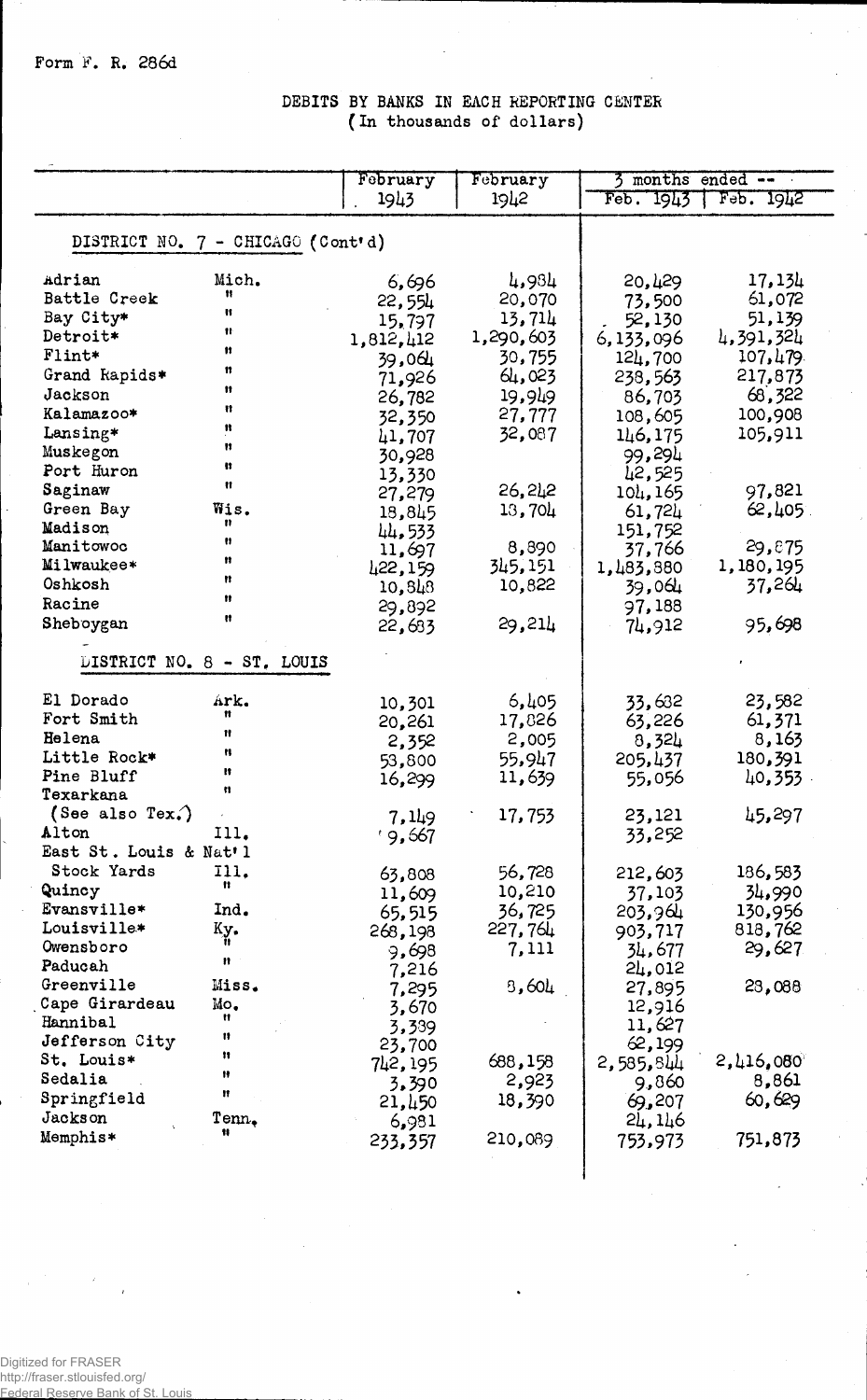Form F. R. 286d

# DEBITS BY BANKS IN EACH REPORTING CENTER
(In thousands of dollars)

| | | February 1943 | February 1942 | 3 months ended -- Feb. 1943 | Feb. 1942 |
|---|---|---|---|---|---|
| **DISTRICT NO. 7 - CHICAGO (Cont'd)** | | | | | |
| Adrian | Mich. | 6,696 | 4,984 | 20,429 | 17,134 |
| Battle Creek | " | 22,554 | 20,070 | 73,500 | 61,072 |
| Bay City* | " | 15,797 | 13,714 | 52,130 | 51,139 |
| Detroit* | " | 1,812,412 | 1,290,603 | 6,133,096 | 4,391,324 |
| Flint* | " | 39,064 | 30,755 | 124,700 | 107,479 |
| Grand Rapids* | " | 71,926 | 64,023 | 238,563 | 217,873 |
| Jackson | " | 26,782 | 19,949 | 86,703 | 68,322 |
| Kalamazoo* | " | 32,350 | 27,777 | 108,605 | 100,908 |
| Lansing* | " | 41,707 | 32,087 | 146,175 | 105,911 |
| Muskegon | " | 30,928 | | 99,294 | |
| Port Huron | " | 13,330 | | 42,525 | |
| Saginaw | " | 27,279 | 26,242 | 104,165 | 97,821 |
| Green Bay | Wis. | 18,845 | 18,704 | 61,724 | 62,405 |
| Madison | " | 44,533 | | 151,752 | |
| Manitowoc | " | 11,697 | 8,890 | 37,766 | 29,875 |
| Milwaukee* | " | 422,159 | 345,151 | 1,483,880 | 1,180,195 |
| Oshkosh | " | 10,848 | 10,822 | 39,064 | 37,264 |
| Racine | " | 29,892 | | 97,188 | |
| Sheboygan | " | 22,683 | 29,214 | 74,912 | 95,698 |
| **DISTRICT NO. 8 - ST. LOUIS** | | | | | |
| El Dorado | Ark. | 10,301 | 6,405 | 33,682 | 23,582 |
| Fort Smith | " | 20,261 | 17,826 | 63,226 | 61,371 |
| Helena | " | 2,352 | 2,005 | 8,324 | 8,163 |
| Little Rock* | " | 53,800 | 55,947 | 205,437 | 180,391 |
| Pine Bluff | " | 16,299 | 11,639 | 55,056 | 40,353 |
| Texarkana (See also Tex.) | " | 7,149 | 17,753 | 23,121 | 45,297 |
| Alton | Ill. | 9,667 | | 33,252 | |
| East St. Louis & Nat'l Stock Yards | Ill. | 63,808 | 56,728 | 212,603 | 186,583 |
| Quincy | " | 11,609 | 10,210 | 37,103 | 34,990 |
| Evansville* | Ind. | 65,515 | 36,725 | 203,964 | 130,956 |
| Louisville* | Ky. | 268,198 | 227,764 | 903,717 | 818,762 |
| Owensboro | " | 9,698 | 7,111 | 34,677 | 29,627 |
| Paducah | " | 7,216 | | 24,012 | |
| Greenville | Miss. | 7,295 | 8,604 | 27,895 | 28,088 |
| Cape Girardeau | Mo. | 3,670 | | 12,916 | |
| Hannibal | " | 3,339 | | 11,627 | |
| Jefferson City | " | 23,700 | | 62,199 | |
| St. Louis* | " | 742,195 | 688,158 | 2,585,844 | 2,416,080 |
| Sedalia | " | 3,390 | 2,923 | 9,860 | 8,861 |
| Springfield | " | 21,450 | 18,390 | 69,207 | 60,629 |
| Jackson | Tenn. | 6,981 | | 24,146 | |
| Memphis* | " | 233,357 | 210,089 | 753,973 | 751,873 |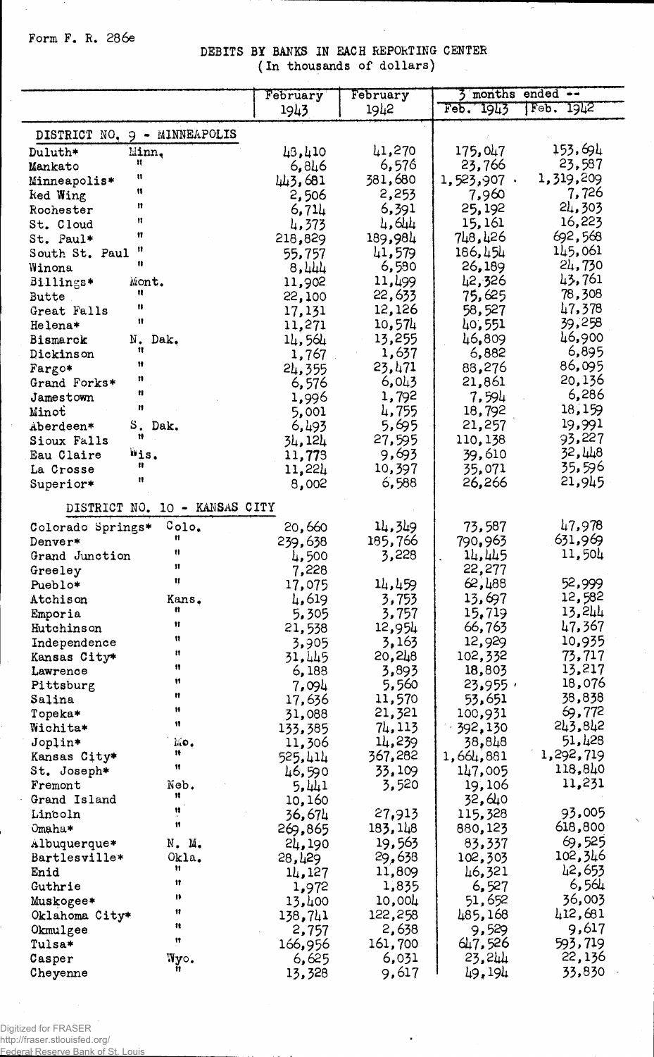Form F. R. 286e

# DEBITS BY BANKS IN EACH REPORTING CENTER
(In thousands of dollars)

| | | February 1943 | February 1942 | 3 months ended -- Feb. 1943 | Feb. 1942 |
|---|---|---|---|---|---|
| **DISTRICT NO. 9 - MINNEAPOLIS** | | | | | |
| Duluth* | Minn. | 43,410 | 41,270 | 175,047 | 153,694 |
| Mankato | " | 6,846 | 6,576 | 23,766 | 23,587 |
| Minneapolis* | " | 443,681 | 381,680 | 1,523,907 | 1,319,209 |
| Red Wing | " | 2,506 | 2,253 | 7,960 | 7,726 |
| Rochester | " | 6,714 | 6,391 | 25,192 | 24,303 |
| St. Cloud | " | 4,373 | 4,644 | 15,161 | 16,223 |
| St. Paul* | " | 218,829 | 189,984 | 748,426 | 692,568 |
| South St. Paul | " | 55,757 | 41,579 | 186,454 | 145,061 |
| Winona | " | 8,444 | 6,580 | 26,189 | 24,730 |
| Billings* | Mont. | 11,902 | 11,499 | 42,326 | 43,761 |
| Butte | " | 22,100 | 22,633 | 75,625 | 78,308 |
| Great Falls | " | 17,131 | 12,126 | 58,527 | 47,378 |
| Helena* | " | 11,271 | 10,574 | 40,551 | 39,258 |
| Bismarck | N. Dak. | 14,564 | 13,255 | 46,809 | 46,900 |
| Dickinson | " | 1,767 | 1,637 | 6,882 | 6,895 |
| Fargo* | " | 24,355 | 23,471 | 88,276 | 86,095 |
| Grand Forks* | " | 6,576 | 6,043 | 21,861 | 20,136 |
| Jamestown | " | 1,996 | 1,792 | 7,594 | 6,286 |
| Minot | " | 5,001 | 4,755 | 18,792 | 18,159 |
| Aberdeen* | S. Dak. | 6,493 | 5,695 | 21,257 | 19,991 |
| Sioux Falls | " | 34,124 | 27,595 | 110,138 | 93,227 |
| Eau Claire | Wis. | 11,773 | 9,693 | 39,610 | 32,448 |
| La Crosse | " | 11,224 | 10,397 | 35,071 | 35,596 |
| Superior* | " | 8,002 | 6,588 | 26,266 | 21,945 |
| **DISTRICT NO. 10 - KANSAS CITY** | | | | | |
| Colorado Springs* | Colo. | 20,660 | 14,349 | 73,587 | 47,978 |
| Denver* | " | 239,638 | 185,766 | 790,963 | 631,969 |
| Grand Junction | " | 4,500 | 3,228 | 14,445 | 11,504 |
| Greeley | " | 7,228 | | 22,277 | |
| Pueblo* | " | 17,075 | 14,459 | 62,488 | 52,999 |
| Atchison | Kans. | 4,619 | 3,753 | 13,697 | 12,582 |
| Emporia | " | 5,305 | 3,757 | 15,719 | 13,244 |
| Hutchinson | " | 21,538 | 12,954 | 66,763 | 47,367 |
| Independence | " | 3,905 | 3,163 | 12,929 | 10,935 |
| Kansas City* | " | 31,445 | 20,248 | 102,332 | 73,717 |
| Lawrence | " | 6,188 | 3,893 | 18,803 | 13,217 |
| Pittsburg | " | 7,094 | 5,560 | 23,955 | 18,076 |
| Salina | " | 17,636 | 11,570 | 53,651 | 38,838 |
| Topeka* | " | 31,088 | 21,321 | 100,931 | 69,772 |
| Wichita* | " | 133,385 | 74,113 | 392,130 | 243,842 |
| Joplin* | Mo. | 11,306 | 14,239 | 38,848 | 51,428 |
| Kansas City* | " | 525,414 | 367,282 | 1,664,881 | 1,292,719 |
| St. Joseph* | " | 46,590 | 33,109 | 147,005 | 118,840 |
| Fremont | Neb. | 5,441 | 3,520 | 19,106 | 11,231 |
| Grand Island | " | 10,160 | | 32,640 | |
| Lincoln | " | 36,674 | 27,913 | 115,328 | 93,005 |
| Omaha* | " | 269,865 | 183,148 | 880,123 | 618,800 |
| Albuquerque* | N. M. | 24,190 | 19,563 | 83,337 | 69,525 |
| Bartlesville* | Okla. | 28,429 | 29,638 | 102,303 | 102,346 |
| Enid | " | 14,127 | 11,809 | 46,321 | 42,653 |
| Guthrie | " | 1,972 | 1,835 | 6,527 | 6,564 |
| Muskogee* | " | 13,400 | 10,004 | 51,652 | 36,003 |
| Oklahoma City* | " | 138,741 | 122,258 | 485,168 | 412,681 |
| Okmulgee | " | 2,757 | 2,638 | 9,529 | 9,617 |
| Tulsa* | " | 166,956 | 161,700 | 647,526 | 593,719 |
| Casper | Wyo. | 6,625 | 6,031 | 23,244 | 22,136 |
| Cheyenne | " | 13,328 | 9,617 | 49,194 | 33,830 |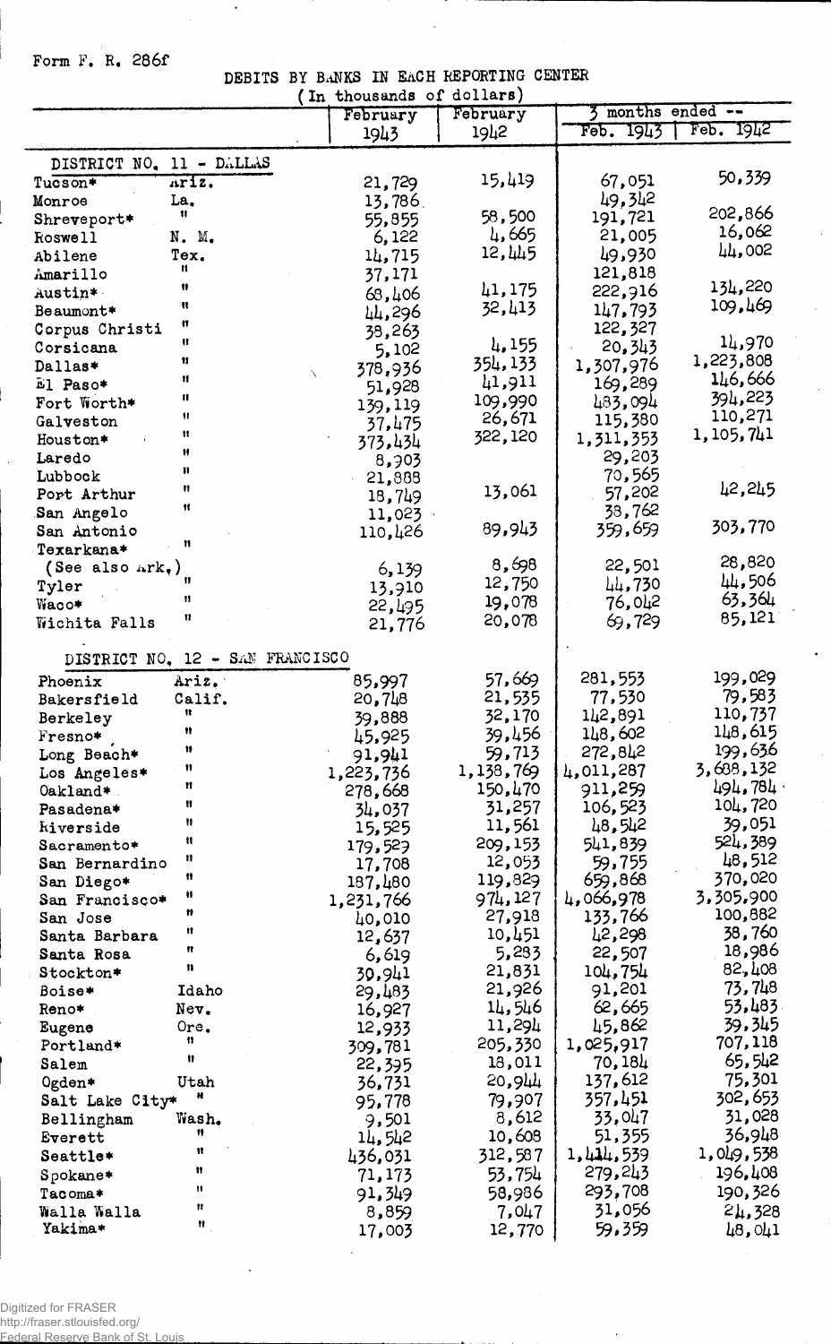Form F. R. 286f

# DEBITS BY BANKS IN EACH REPORTING CENTER

(In thousands of dollars)

| | | February 1943 | February 1942 | 3 months ended -- Feb. 1943 | Feb. 1942 |
|---|---|---|---|---|---|
| DISTRICT NO. 11 - DALLAS | | | | | |
| Tucson* | Ariz. | 21,729 | 15,419 | 67,051 | 50,339 |
| Monroe | La. | 13,786 | | 49,342 | |
| Shreveport* | " | 55,855 | 58,500 | 191,721 | 202,866 |
| Roswell | N. M. | 6,122 | 4,665 | 21,005 | 16,062 |
| Abilene | Tex. | 14,715 | 12,445 | 49,930 | 44,002 |
| Amarillo | " | 37,171 | | 121,818 | |
| Austin* | " | 68,406 | 41,175 | 222,916 | 134,220 |
| Beaumont* | " | 44,296 | 32,413 | 147,793 | 109,469 |
| Corpus Christi | " | 38,263 | | 122,327 | |
| Corsicana | " | 5,102 | 4,155 | 20,343 | 14,970 |
| Dallas* | " | 378,936 | 354,133 | 1,307,976 | 1,223,808 |
| El Paso* | " | 51,928 | 41,911 | 169,289 | 146,666 |
| Fort Worth* | " | 139,119 | 109,990 | 483,094 | 394,223 |
| Galveston | " | 37,475 | 26,671 | 115,380 | 110,271 |
| Houston* | " | 373,434 | 322,120 | 1,311,353 | 1,105,741 |
| Laredo | " | 8,903 | | 29,203 | |
| Lubbock | " | 21,888 | | 70,565 | |
| Port Arthur | " | 18,749 | 13,061 | 57,202 | 42,245 |
| San Angelo | " | 11,023 | | 38,762 | |
| San Antonio | | 110,426 | 89,943 | 359,659 | 303,770 |
| Texarkana* (See also Ark.) | " | 6,139 | 8,698 | 22,501 | 28,820 |
| Tyler | " | 13,910 | 12,750 | 44,730 | 44,506 |
| Waco* | " | 22,495 | 19,078 | 76,042 | 63,364 |
| Wichita Falls | " | 21,776 | 20,078 | 69,729 | 85,121 |
| DISTRICT NO. 12 - SAN FRANCISCO | | | | | |
| Phoenix | Ariz. | 85,997 | 57,669 | 281,553 | 199,029 |
| Bakersfield | Calif. | 20,748 | 21,535 | 77,530 | 79,583 |
| Berkeley | " | 39,888 | 32,170 | 142,891 | 110,737 |
| Fresno* | " | 45,925 | 39,456 | 148,602 | 148,615 |
| Long Beach* | " | 91,941 | 59,713 | 272,842 | 199,636 |
| Los Angeles* | " | 1,223,736 | 1,138,769 | 4,011,287 | 3,688,132 |
| Oakland* | " | 278,668 | 150,470 | 911,259 | 494,784 |
| Pasadena* | " | 34,037 | 31,257 | 106,523 | 104,720 |
| Riverside | " | 15,525 | 11,561 | 48,542 | 39,051 |
| Sacramento* | " | 179,529 | 209,153 | 541,839 | 524,389 |
| San Bernardino | " | 17,708 | 12,053 | 59,755 | 48,512 |
| San Diego* | " | 187,480 | 119,829 | 659,868 | 370,020 |
| San Francisco* | " | 1,231,766 | 974,127 | 4,066,978 | 3,305,900 |
| San Jose | " | 40,010 | 27,918 | 133,766 | 100,882 |
| Santa Barbara | " | 12,637 | 10,451 | 42,298 | 38,760 |
| Santa Rosa | " | 6,619 | 5,283 | 22,507 | 18,986 |
| Stockton* | " | 30,941 | 21,831 | 104,754 | 82,408 |
| Boise* | Idaho | 29,483 | 21,926 | 91,201 | 73,748 |
| Reno* | Nev. | 16,927 | 14,546 | 62,665 | 53,483 |
| Eugene | Ore. | 12,933 | 11,294 | 45,862 | 39,345 |
| Portland* | " | 309,781 | 205,330 | 1,025,917 | 707,118 |
| Salem | " | 22,395 | 18,011 | 70,184 | 65,542 |
| Ogden* | Utah | 36,731 | 20,944 | 137,612 | 75,301 |
| Salt Lake City* | " | 95,778 | 79,907 | 357,451 | 302,653 |
| Bellingham | Wash. | 9,501 | 8,612 | 33,047 | 31,028 |
| Everett | " | 14,542 | 10,608 | 51,355 | 36,948 |
| Seattle* | " | 436,031 | 312,587 | 1,444,539 | 1,049,538 |
| Spokane* | " | 71,173 | 53,754 | 279,243 | 196,408 |
| Tacoma* | " | 91,349 | 58,986 | 293,708 | 190,326 |
| Walla Walla | " | 8,859 | 7,047 | 31,056 | 24,328 |
| Yakima* | " | 17,003 | 12,770 | 59,359 | 48,041 |

Digitized for FRASER
http://fraser.stlouisfed.org/
Federal Reserve Bank of St. Louis